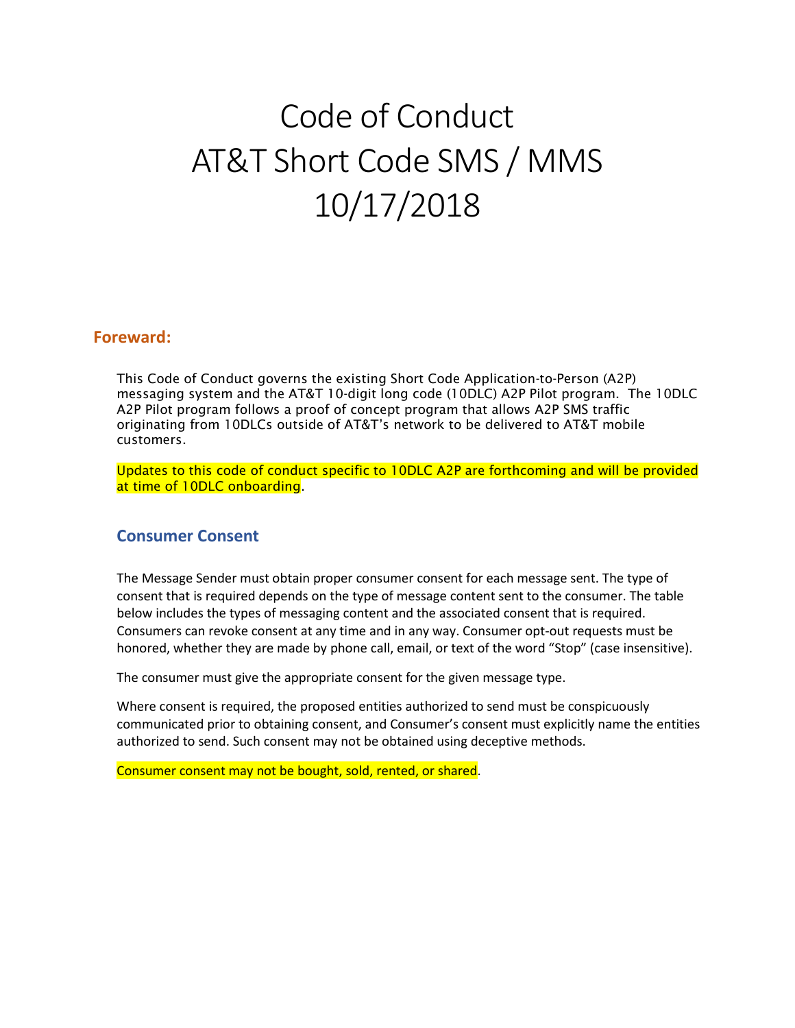# Code of Conduct
# AT&T Short Code SMS / MMS
# 10/17/2018

## Foreward:

This Code of Conduct governs the existing Short Code Application-to-Person (A2P) messaging system and the AT&T 10-digit long code (10DLC) A2P Pilot program. The 10DLC A2P Pilot program follows a proof of concept program that allows A2P SMS traffic originating from 10DLCs outside of AT&T's network to be delivered to AT&T mobile customers.

Updates to this code of conduct specific to 10DLC A2P are forthcoming and will be provided at time of 10DLC onboarding.

### Consumer Consent

The Message Sender must obtain proper consumer consent for each message sent. The type of consent that is required depends on the type of message content sent to the consumer. The table below includes the types of messaging content and the associated consent that is required. Consumers can revoke consent at any time and in any way. Consumer opt-out requests must be honored, whether they are made by phone call, email, or text of the word "Stop" (case insensitive).

The consumer must give the appropriate consent for the given message type.

Where consent is required, the proposed entities authorized to send must be conspicuously communicated prior to obtaining consent, and Consumer's consent must explicitly name the entities authorized to send. Such consent may not be obtained using deceptive methods.

Consumer consent may not be bought, sold, rented, or shared.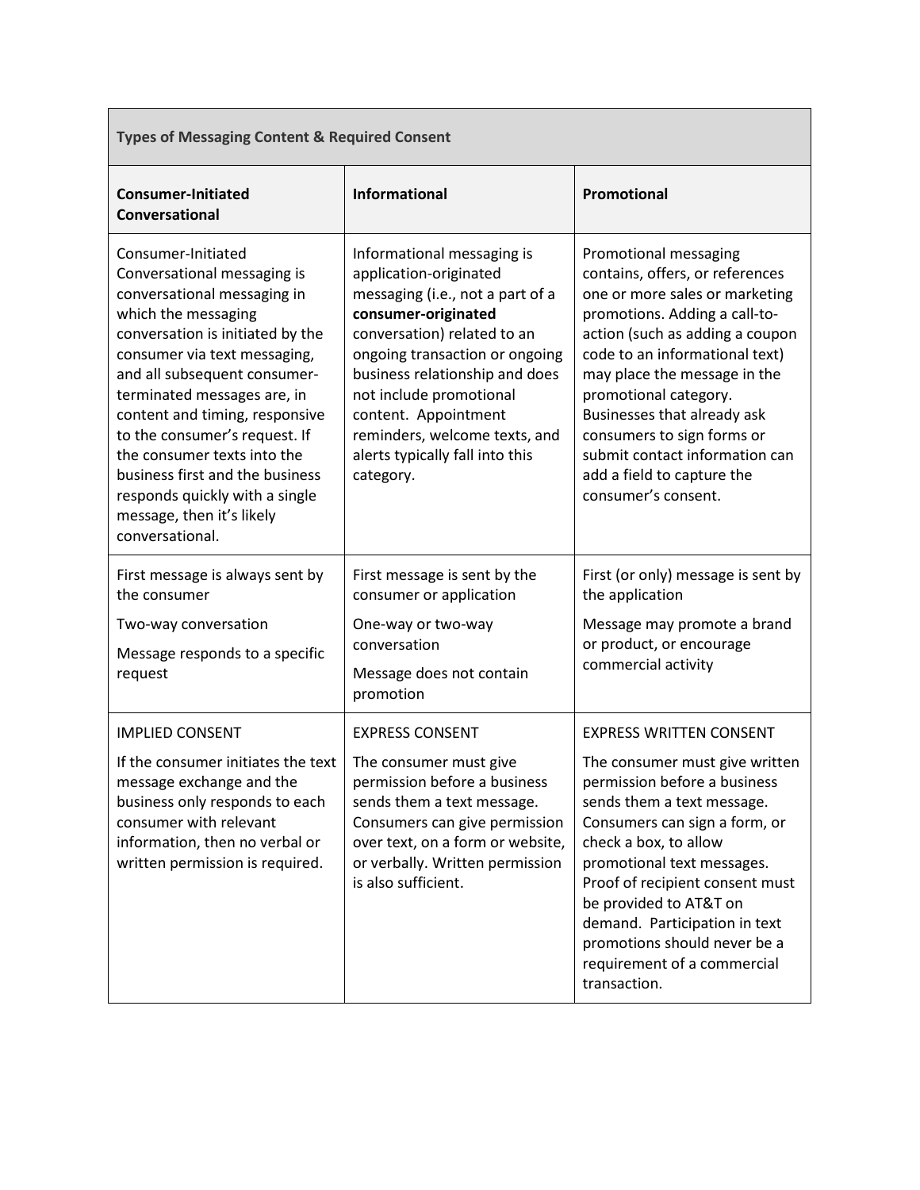| Types of Messaging Content & Required Consent | | |
|---|---|---|
| **Consumer-Initiated Conversational** | **Informational** | **Promotional** |
| Consumer-Initiated Conversational messaging is conversational messaging in which the messaging conversation is initiated by the consumer via text messaging, and all subsequent consumer-terminated messages are, in content and timing, responsive to the consumer's request. If the consumer texts into the business first and the business responds quickly with a single message, then it's likely conversational. | Informational messaging is application-originated messaging (i.e., not a part of a **consumer-originated** conversation) related to an ongoing transaction or ongoing business relationship and does not include promotional content. Appointment reminders, welcome texts, and alerts typically fall into this category. | Promotional messaging contains, offers, or references one or more sales or marketing promotions. Adding a call-to-action (such as adding a coupon code to an informational text) may place the message in the promotional category. Businesses that already ask consumers to sign forms or submit contact information can add a field to capture the consumer's consent. |
| First message is always sent by the consumer<br><br>Two-way conversation<br><br>Message responds to a specific request | First message is sent by the consumer or application<br><br>One-way or two-way conversation<br><br>Message does not contain promotion | First (or only) message is sent by the application<br><br>Message may promote a brand or product, or encourage commercial activity |
| IMPLIED CONSENT<br><br>If the consumer initiates the text message exchange and the business only responds to each consumer with relevant information, then no verbal or written permission is required. | EXPRESS CONSENT<br><br>The consumer must give permission before a business sends them a text message. Consumers can give permission over text, on a form or website, or verbally. Written permission is also sufficient. | EXPRESS WRITTEN CONSENT<br><br>The consumer must give written permission before a business sends them a text message. Consumers can sign a form, or check a box, to allow promotional text messages. Proof of recipient consent must be provided to AT&T on demand. Participation in text promotions should never be a requirement of a commercial transaction. |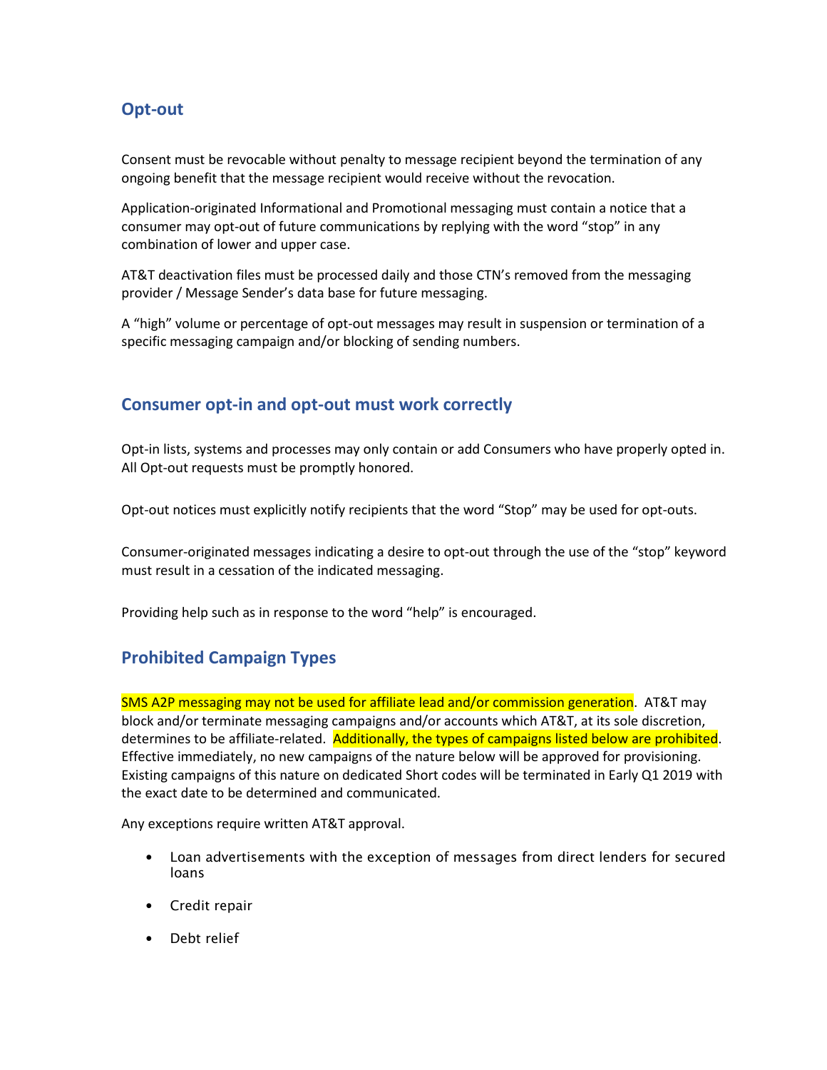## Opt-out

Consent must be revocable without penalty to message recipient beyond the termination of any ongoing benefit that the message recipient would receive without the revocation.

Application-originated Informational and Promotional messaging must contain a notice that a consumer may opt-out of future communications by replying with the word “stop” in any combination of lower and upper case.

AT&T deactivation files must be processed daily and those CTN’s removed from the messaging provider / Message Sender’s data base for future messaging.

A “high” volume or percentage of opt-out messages may result in suspension or termination of a specific messaging campaign and/or blocking of sending numbers.

## Consumer opt-in and opt-out must work correctly

Opt-in lists, systems and processes may only contain or add Consumers who have properly opted in. All Opt-out requests must be promptly honored.

Opt-out notices must explicitly notify recipients that the word “Stop” may be used for opt-outs.

Consumer-originated messages indicating a desire to opt-out through the use of the “stop” keyword must result in a cessation of the indicated messaging.

Providing help such as in response to the word “help” is encouraged.

## Prohibited Campaign Types

SMS A2P messaging may not be used for affiliate lead and/or commission generation. AT&T may block and/or terminate messaging campaigns and/or accounts which AT&T, at its sole discretion, determines to be affiliate-related. Additionally, the types of campaigns listed below are prohibited. Effective immediately, no new campaigns of the nature below will be approved for provisioning. Existing campaigns of this nature on dedicated Short codes will be terminated in Early Q1 2019 with the exact date to be determined and communicated.

Any exceptions require written AT&T approval.

- Loan advertisements with the exception of messages from direct lenders for secured loans
- Credit repair
- Debt relief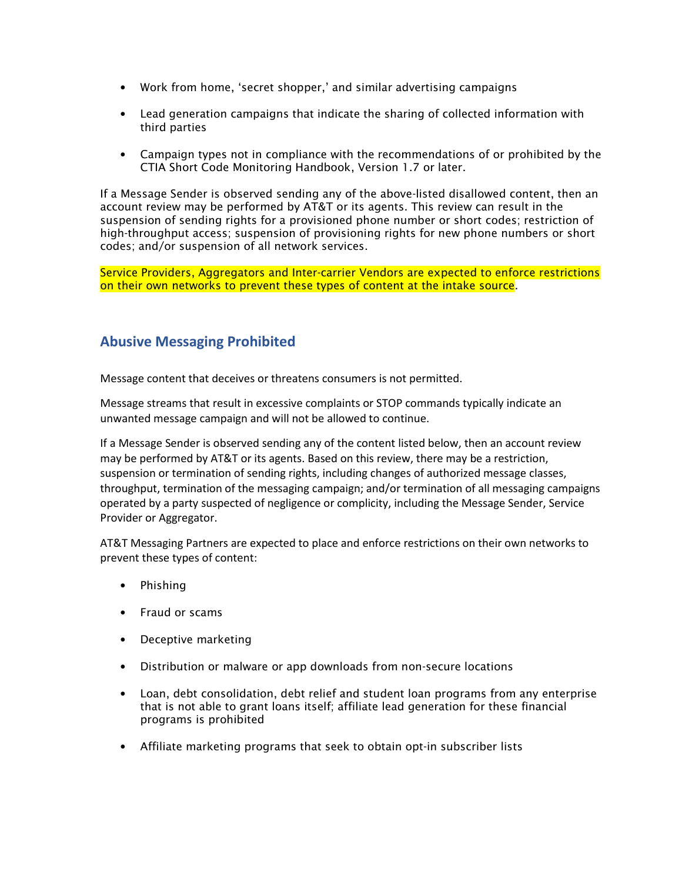- Work from home, 'secret shopper,' and similar advertising campaigns
- Lead generation campaigns that indicate the sharing of collected information with third parties
- Campaign types not in compliance with the recommendations of or prohibited by the CTIA Short Code Monitoring Handbook, Version 1.7 or later.

If a Message Sender is observed sending any of the above-listed disallowed content, then an account review may be performed by AT&T or its agents. This review can result in the suspension of sending rights for a provisioned phone number or short codes; restriction of high-throughput access; suspension of provisioning rights for new phone numbers or short codes; and/or suspension of all network services.

Service Providers, Aggregators and Inter-carrier Vendors are expected to enforce restrictions on their own networks to prevent these types of content at the intake source.

## Abusive Messaging Prohibited

Message content that deceives or threatens consumers is not permitted.

Message streams that result in excessive complaints or STOP commands typically indicate an unwanted message campaign and will not be allowed to continue.

If a Message Sender is observed sending any of the content listed below, then an account review may be performed by AT&T or its agents. Based on this review, there may be a restriction, suspension or termination of sending rights, including changes of authorized message classes, throughput, termination of the messaging campaign; and/or termination of all messaging campaigns operated by a party suspected of negligence or complicity, including the Message Sender, Service Provider or Aggregator.

AT&T Messaging Partners are expected to place and enforce restrictions on their own networks to prevent these types of content:

- Phishing
- Fraud or scams
- Deceptive marketing
- Distribution or malware or app downloads from non-secure locations
- Loan, debt consolidation, debt relief and student loan programs from any enterprise that is not able to grant loans itself; affiliate lead generation for these financial programs is prohibited
- Affiliate marketing programs that seek to obtain opt-in subscriber lists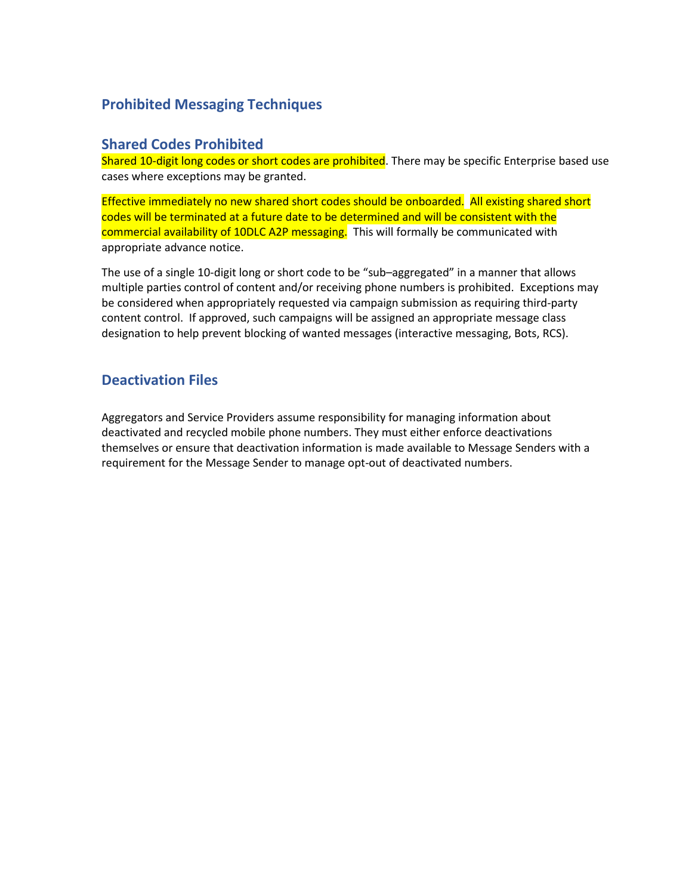## Prohibited Messaging Techniques

### Shared Codes Prohibited

Shared 10-digit long codes or short codes are prohibited. There may be specific Enterprise based use cases where exceptions may be granted.

Effective immediately no new shared short codes should be onboarded. All existing shared short codes will be terminated at a future date to be determined and will be consistent with the commercial availability of 10DLC A2P messaging. This will formally be communicated with appropriate advance notice.

The use of a single 10-digit long or short code to be "sub–aggregated" in a manner that allows multiple parties control of content and/or receiving phone numbers is prohibited. Exceptions may be considered when appropriately requested via campaign submission as requiring third-party content control. If approved, such campaigns will be assigned an appropriate message class designation to help prevent blocking of wanted messages (interactive messaging, Bots, RCS).

## Deactivation Files

Aggregators and Service Providers assume responsibility for managing information about deactivated and recycled mobile phone numbers. They must either enforce deactivations themselves or ensure that deactivation information is made available to Message Senders with a requirement for the Message Sender to manage opt-out of deactivated numbers.